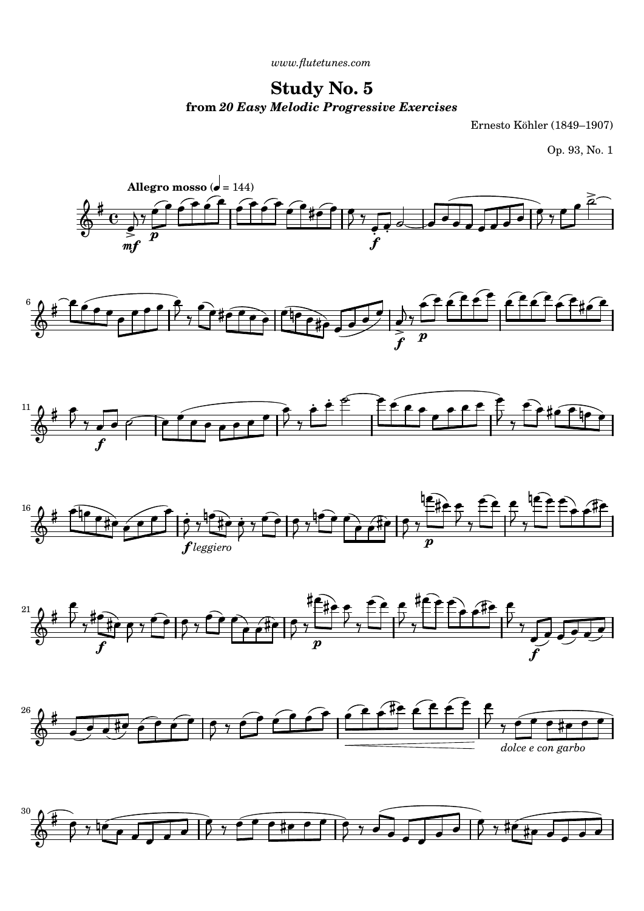www.flutetunes.com

# Study No. 5

## from *20 Easy Melodic Progressive Exercises*

Ernesto Köhler (1849–1907)

Op. 93, No. 1